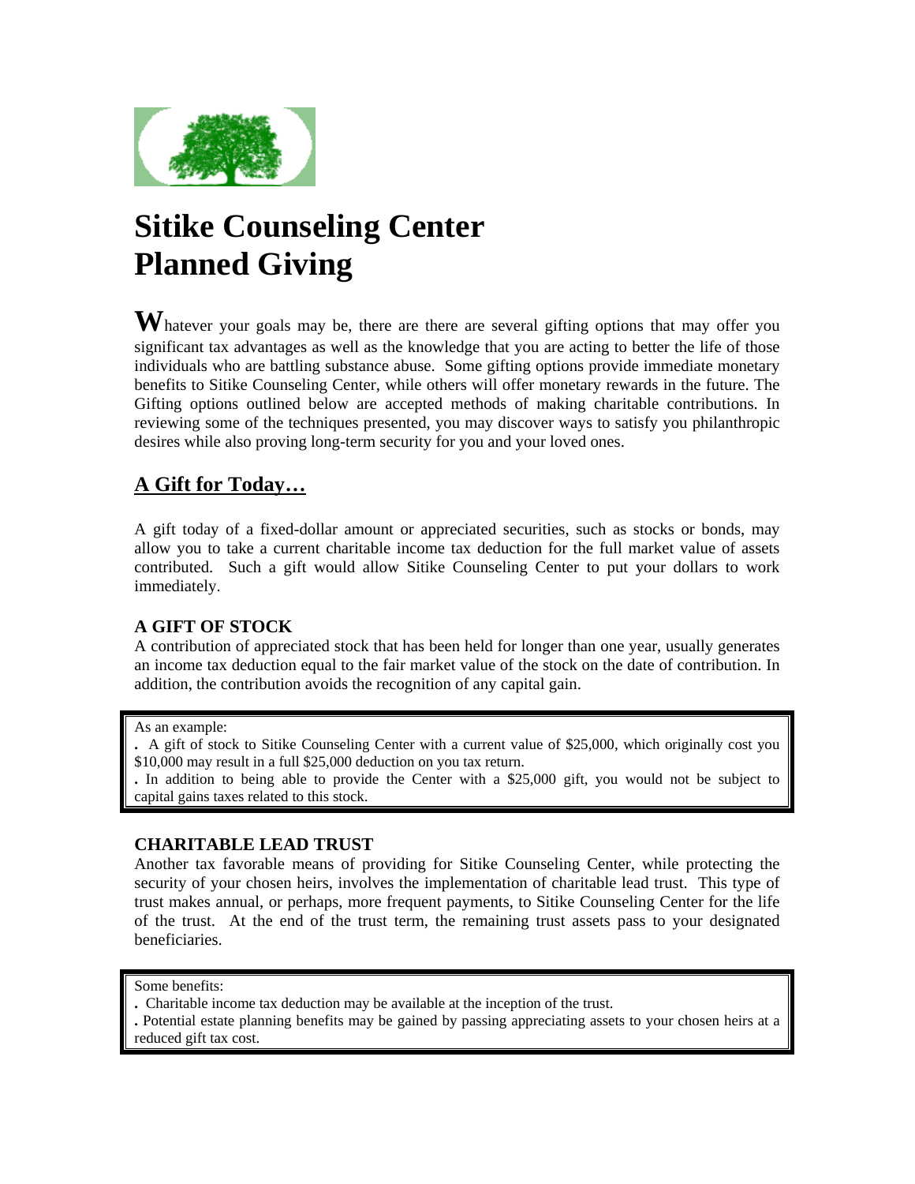# Sitike Counseling Center
# Planned Giving

**W**hatever your goals may be, there are there are several gifting options that may offer you significant tax advantages as well as the knowledge that you are acting to better the life of those individuals who are battling substance abuse. Some gifting options provide immediate monetary benefits to Sitike Counseling Center, while others will offer monetary rewards in the future. The Gifting options outlined below are accepted methods of making charitable contributions. In reviewing some of the techniques presented, you may discover ways to satisfy you philanthropic desires while also proving long-term security for you and your loved ones.

## A Gift for Today…

A gift today of a fixed-dollar amount or appreciated securities, such as stocks or bonds, may allow you to take a current charitable income tax deduction for the full market value of assets contributed. Such a gift would allow Sitike Counseling Center to put your dollars to work immediately.

### A GIFT OF STOCK

A contribution of appreciated stock that has been held for longer than one year, usually generates an income tax deduction equal to the fair market value of the stock on the date of contribution. In addition, the contribution avoids the recognition of any capital gain.

As an example:

- A gift of stock to Sitike Counseling Center with a current value of $25,000, which originally cost you $10,000 may result in a full $25,000 deduction on you tax return.
- In addition to being able to provide the Center with a $25,000 gift, you would not be subject to capital gains taxes related to this stock.

### CHARITABLE LEAD TRUST

Another tax favorable means of providing for Sitike Counseling Center, while protecting the security of your chosen heirs, involves the implementation of charitable lead trust. This type of trust makes annual, or perhaps, more frequent payments, to Sitike Counseling Center for the life of the trust. At the end of the trust term, the remaining trust assets pass to your designated beneficiaries.

Some benefits:

- Charitable income tax deduction may be available at the inception of the trust.
- Potential estate planning benefits may be gained by passing appreciating assets to your chosen heirs at a reduced gift tax cost.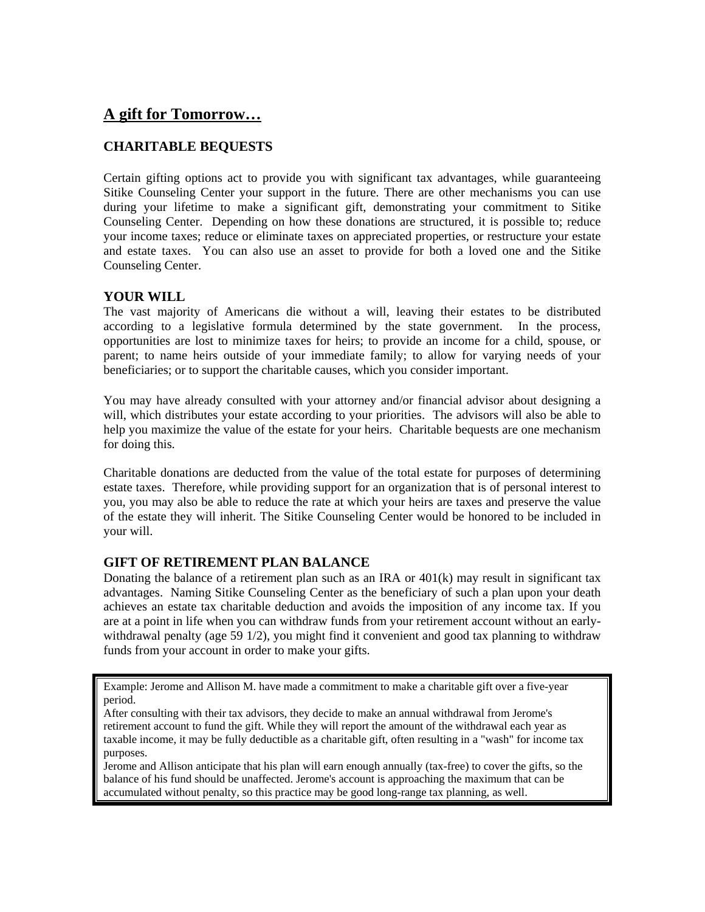## A gift for Tomorrow…

### CHARITABLE BEQUESTS

Certain gifting options act to provide you with significant tax advantages, while guaranteeing Sitike Counseling Center your support in the future. There are other mechanisms you can use during your lifetime to make a significant gift, demonstrating your commitment to Sitike Counseling Center. Depending on how these donations are structured, it is possible to; reduce your income taxes; reduce or eliminate taxes on appreciated properties, or restructure your estate and estate taxes. You can also use an asset to provide for both a loved one and the Sitike Counseling Center.

### YOUR WILL

The vast majority of Americans die without a will, leaving their estates to be distributed according to a legislative formula determined by the state government. In the process, opportunities are lost to minimize taxes for heirs; to provide an income for a child, spouse, or parent; to name heirs outside of your immediate family; to allow for varying needs of your beneficiaries; or to support the charitable causes, which you consider important.

You may have already consulted with your attorney and/or financial advisor about designing a will, which distributes your estate according to your priorities. The advisors will also be able to help you maximize the value of the estate for your heirs. Charitable bequests are one mechanism for doing this.

Charitable donations are deducted from the value of the total estate for purposes of determining estate taxes. Therefore, while providing support for an organization that is of personal interest to you, you may also be able to reduce the rate at which your heirs are taxes and preserve the value of the estate they will inherit. The Sitike Counseling Center would be honored to be included in your will.

### GIFT OF RETIREMENT PLAN BALANCE

Donating the balance of a retirement plan such as an IRA or 401(k) may result in significant tax advantages. Naming Sitike Counseling Center as the beneficiary of such a plan upon your death achieves an estate tax charitable deduction and avoids the imposition of any income tax. If you are at a point in life when you can withdraw funds from your retirement account without an early-withdrawal penalty (age 59 1/2), you might find it convenient and good tax planning to withdraw funds from your account in order to make your gifts.

> Example: Jerome and Allison M. have made a commitment to make a charitable gift over a five-year period.
> After consulting with their tax advisors, they decide to make an annual withdrawal from Jerome's retirement account to fund the gift. While they will report the amount of the withdrawal each year as taxable income, it may be fully deductible as a charitable gift, often resulting in a "wash" for income tax purposes.
> Jerome and Allison anticipate that his plan will earn enough annually (tax-free) to cover the gifts, so the balance of his fund should be unaffected. Jerome's account is approaching the maximum that can be accumulated without penalty, so this practice may be good long-range tax planning, as well.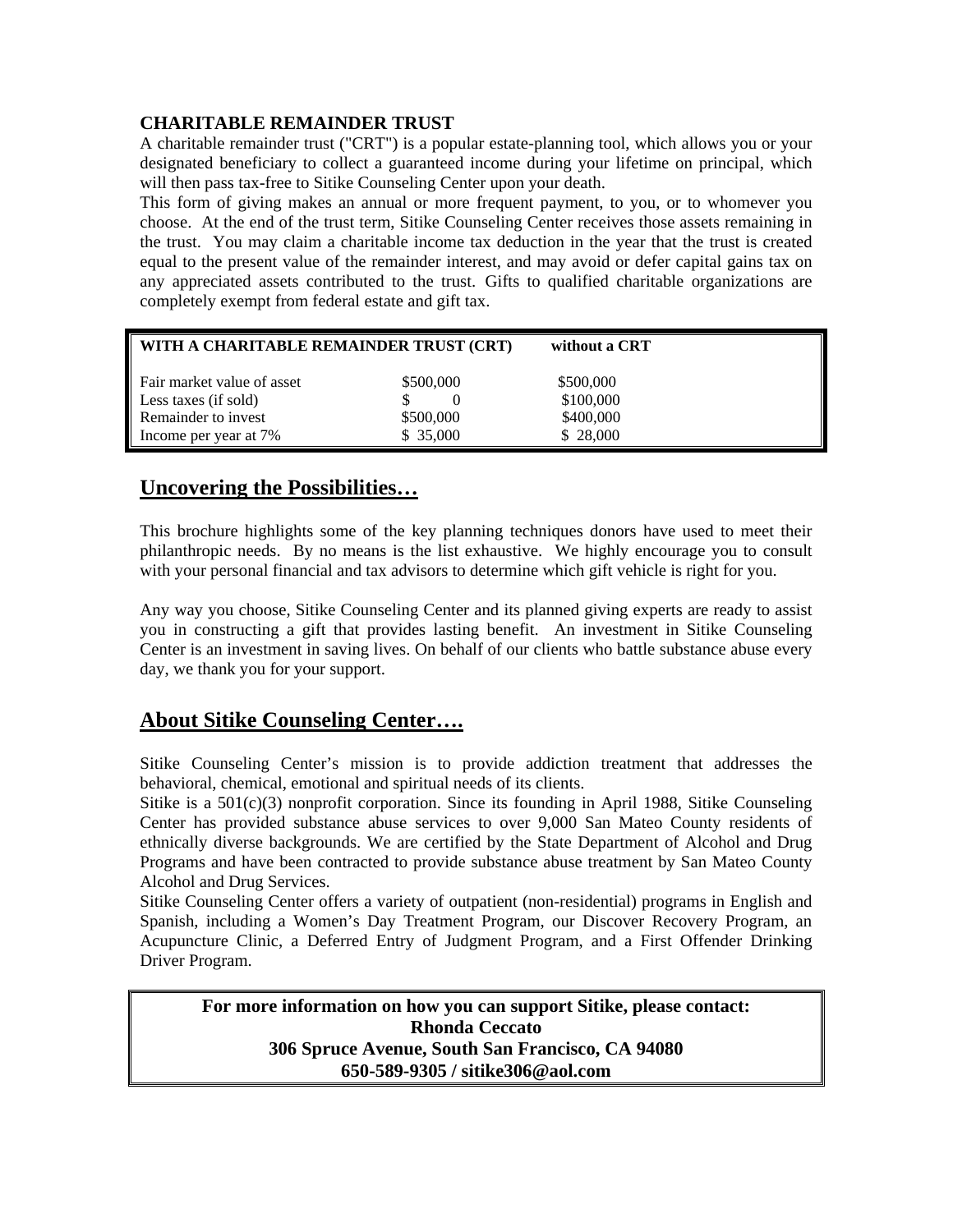**CHARITABLE REMAINDER TRUST**

A charitable remainder trust ("CRT") is a popular estate-planning tool, which allows you or your designated beneficiary to collect a guaranteed income during your lifetime on principal, which will then pass tax-free to Sitike Counseling Center upon your death.

This form of giving makes an annual or more frequent payment, to you, or to whomever you choose. At the end of the trust term, Sitike Counseling Center receives those assets remaining in the trust. You may claim a charitable income tax deduction in the year that the trust is created equal to the present value of the remainder interest, and may avoid or defer capital gains tax on any appreciated assets contributed to the trust. Gifts to qualified charitable organizations are completely exempt from federal estate and gift tax.

| WITH A CHARITABLE REMAINDER TRUST (CRT) | | without a CRT |
|---|---|---|
| Fair market value of asset | $500,000 | $500,000 |
| Less taxes (if sold) | $ 0 | $100,000 |
| Remainder to invest | $500,000 | $400,000 |
| Income per year at 7% | $ 35,000 | $ 28,000 |

## Uncovering the Possibilities…

This brochure highlights some of the key planning techniques donors have used to meet their philanthropic needs. By no means is the list exhaustive. We highly encourage you to consult with your personal financial and tax advisors to determine which gift vehicle is right for you.

Any way you choose, Sitike Counseling Center and its planned giving experts are ready to assist you in constructing a gift that provides lasting benefit. An investment in Sitike Counseling Center is an investment in saving lives. On behalf of our clients who battle substance abuse every day, we thank you for your support.

## About Sitike Counseling Center….

Sitike Counseling Center's mission is to provide addiction treatment that addresses the behavioral, chemical, emotional and spiritual needs of its clients.

Sitike is a 501(c)(3) nonprofit corporation. Since its founding in April 1988, Sitike Counseling Center has provided substance abuse services to over 9,000 San Mateo County residents of ethnically diverse backgrounds. We are certified by the State Department of Alcohol and Drug Programs and have been contracted to provide substance abuse treatment by San Mateo County Alcohol and Drug Services.

Sitike Counseling Center offers a variety of outpatient (non-residential) programs in English and Spanish, including a Women's Day Treatment Program, our Discover Recovery Program, an Acupuncture Clinic, a Deferred Entry of Judgment Program, and a First Offender Drinking Driver Program.

**For more information on how you can support Sitike, please contact:**
**Rhonda Ceccato**
**306 Spruce Avenue, South San Francisco, CA 94080**
**650-589-9305 / sitike306@aol.com**